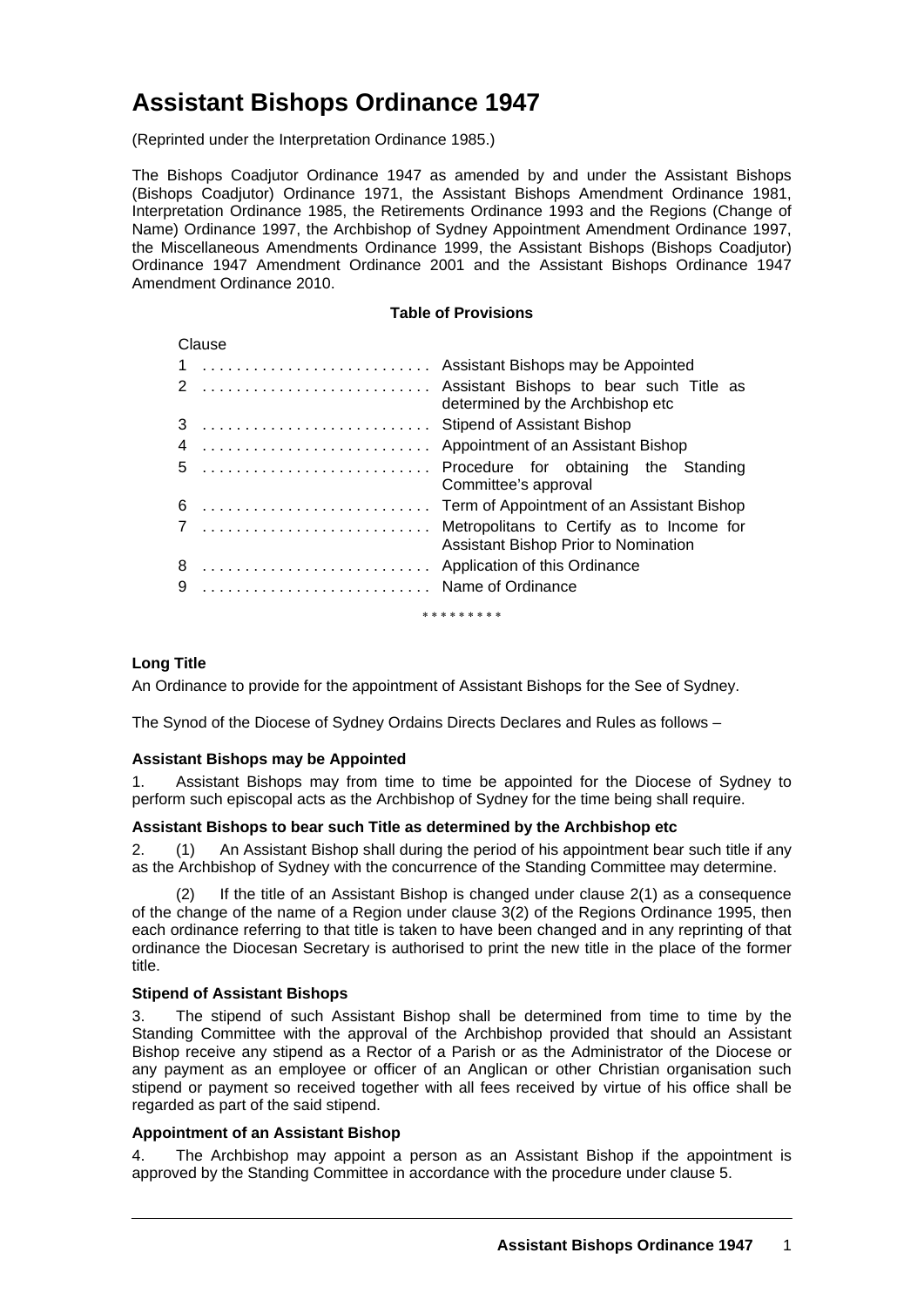# Assistant Bishops Ordinance 1947

(Reprinted under the Interpretation Ordinance 1985.)

The Bishops Coadjutor Ordinance 1947 as amended by and under the Assistant Bishops (Bishops Coadjutor) Ordinance 1971, the Assistant Bishops Amendment Ordinance 1981, Interpretation Ordinance 1985, the Retirements Ordinance 1993 and the Regions (Change of Name) Ordinance 1997, the Archbishop of Sydney Appointment Amendment Ordinance 1997, the Miscellaneous Amendments Ordinance 1999, the Assistant Bishops (Bishops Coadjutor) Ordinance 1947 Amendment Ordinance 2001 and the Assistant Bishops Ordinance 1947 Amendment Ordinance 2010.

**Table of Provisions**

| Clause | |
|---|---|
| 1 | Assistant Bishops may be Appointed |
| 2 | Assistant Bishops to bear such Title as determined by the Archbishop etc |
| 3 | Stipend of Assistant Bishop |
| 4 | Appointment of an Assistant Bishop |
| 5 | Procedure for obtaining the Standing Committee's approval |
| 6 | Term of Appointment of an Assistant Bishop |
| 7 | Metropolitans to Certify as to Income for Assistant Bishop Prior to Nomination |
| 8 | Application of this Ordinance |
| 9 | Name of Ordinance |

\* \* \* \* \* \* \* \* \*

**Long Title**

An Ordinance to provide for the appointment of Assistant Bishops for the See of Sydney.

The Synod of the Diocese of Sydney Ordains Directs Declares and Rules as follows –

**Assistant Bishops may be Appointed**

1. Assistant Bishops may from time to time be appointed for the Diocese of Sydney to perform such episcopal acts as the Archbishop of Sydney for the time being shall require.

**Assistant Bishops to bear such Title as determined by the Archbishop etc**

2. (1) An Assistant Bishop shall during the period of his appointment bear such title if any as the Archbishop of Sydney with the concurrence of the Standing Committee may determine.

(2) If the title of an Assistant Bishop is changed under clause 2(1) as a consequence of the change of the name of a Region under clause 3(2) of the Regions Ordinance 1995, then each ordinance referring to that title is taken to have been changed and in any reprinting of that ordinance the Diocesan Secretary is authorised to print the new title in the place of the former title.

**Stipend of Assistant Bishops**

3. The stipend of such Assistant Bishop shall be determined from time to time by the Standing Committee with the approval of the Archbishop provided that should an Assistant Bishop receive any stipend as a Rector of a Parish or as the Administrator of the Diocese or any payment as an employee or officer of an Anglican or other Christian organisation such stipend or payment so received together with all fees received by virtue of his office shall be regarded as part of the said stipend.

**Appointment of an Assistant Bishop**

4. The Archbishop may appoint a person as an Assistant Bishop if the appointment is approved by the Standing Committee in accordance with the procedure under clause 5.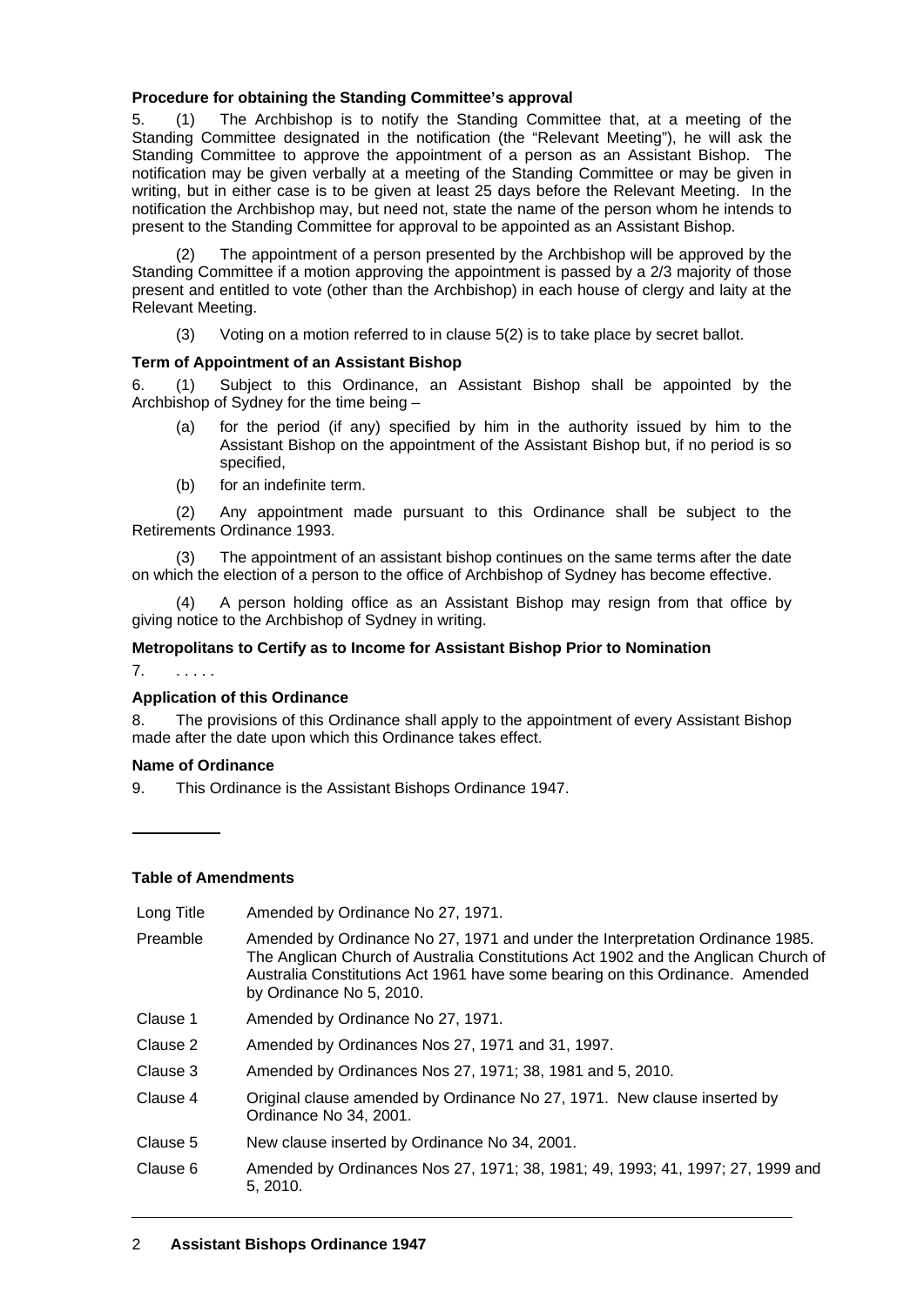**Procedure for obtaining the Standing Committee's approval**

5. (1) The Archbishop is to notify the Standing Committee that, at a meeting of the Standing Committee designated in the notification (the "Relevant Meeting"), he will ask the Standing Committee to approve the appointment of a person as an Assistant Bishop. The notification may be given verbally at a meeting of the Standing Committee or may be given in writing, but in either case is to be given at least 25 days before the Relevant Meeting. In the notification the Archbishop may, but need not, state the name of the person whom he intends to present to the Standing Committee for approval to be appointed as an Assistant Bishop.

(2) The appointment of a person presented by the Archbishop will be approved by the Standing Committee if a motion approving the appointment is passed by a 2/3 majority of those present and entitled to vote (other than the Archbishop) in each house of clergy and laity at the Relevant Meeting.

(3) Voting on a motion referred to in clause 5(2) is to take place by secret ballot.

**Term of Appointment of an Assistant Bishop**

6. (1) Subject to this Ordinance, an Assistant Bishop shall be appointed by the Archbishop of Sydney for the time being –

(a) for the period (if any) specified by him in the authority issued by him to the Assistant Bishop on the appointment of the Assistant Bishop but, if no period is so specified,

(b) for an indefinite term.

(2) Any appointment made pursuant to this Ordinance shall be subject to the Retirements Ordinance 1993.

(3) The appointment of an assistant bishop continues on the same terms after the date on which the election of a person to the office of Archbishop of Sydney has become effective.

(4) A person holding office as an Assistant Bishop may resign from that office by giving notice to the Archbishop of Sydney in writing.

**Metropolitans to Certify as to Income for Assistant Bishop Prior to Nomination**

7. . . . . .

**Application of this Ordinance**

8. The provisions of this Ordinance shall apply to the appointment of every Assistant Bishop made after the date upon which this Ordinance takes effect.

**Name of Ordinance**

9. This Ordinance is the Assistant Bishops Ordinance 1947.

---

**Table of Amendments**

| | |
|---|---|
| Long Title | Amended by Ordinance No 27, 1971. |
| Preamble | Amended by Ordinance No 27, 1971 and under the Interpretation Ordinance 1985. The Anglican Church of Australia Constitutions Act 1902 and the Anglican Church of Australia Constitutions Act 1961 have some bearing on this Ordinance. Amended by Ordinance No 5, 2010. |
| Clause 1 | Amended by Ordinance No 27, 1971. |
| Clause 2 | Amended by Ordinances Nos 27, 1971 and 31, 1997. |
| Clause 3 | Amended by Ordinances Nos 27, 1971; 38, 1981 and 5, 2010. |
| Clause 4 | Original clause amended by Ordinance No 27, 1971. New clause inserted by Ordinance No 34, 2001. |
| Clause 5 | New clause inserted by Ordinance No 34, 2001. |
| Clause 6 | Amended by Ordinances Nos 27, 1971; 38, 1981; 49, 1993; 41, 1997; 27, 1999 and 5, 2010. |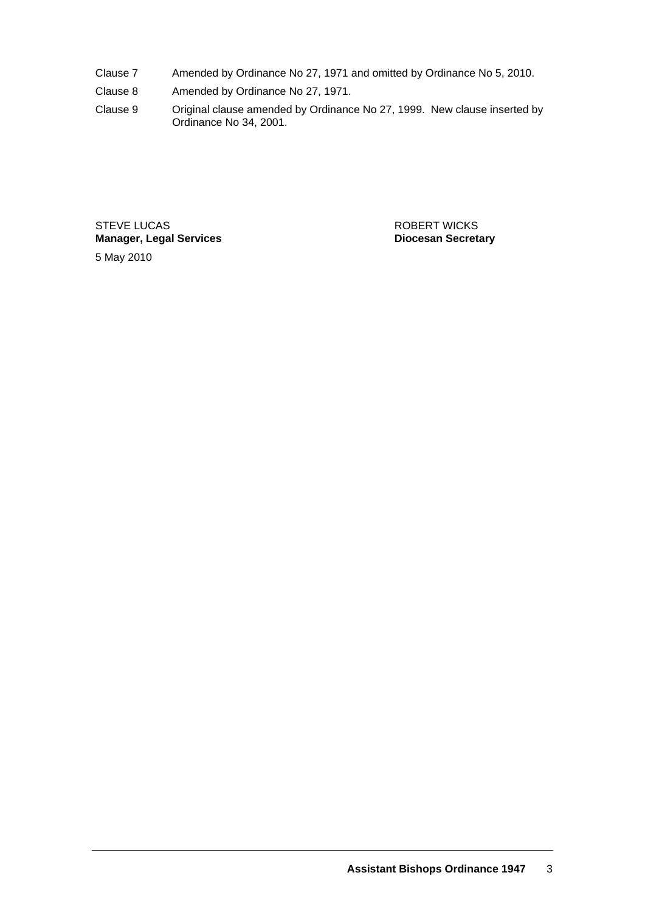| | |
|---|---|
| Clause 7 | Amended by Ordinance No 27, 1971 and omitted by Ordinance No 5, 2010. |
| Clause 8 | Amended by Ordinance No 27, 1971. |
| Clause 9 | Original clause amended by Ordinance No 27, 1999. New clause inserted by Ordinance No 34, 2001. |

STEVE LUCAS
**Manager, Legal Services**

ROBERT WICKS
**Diocesan Secretary**

5 May 2010